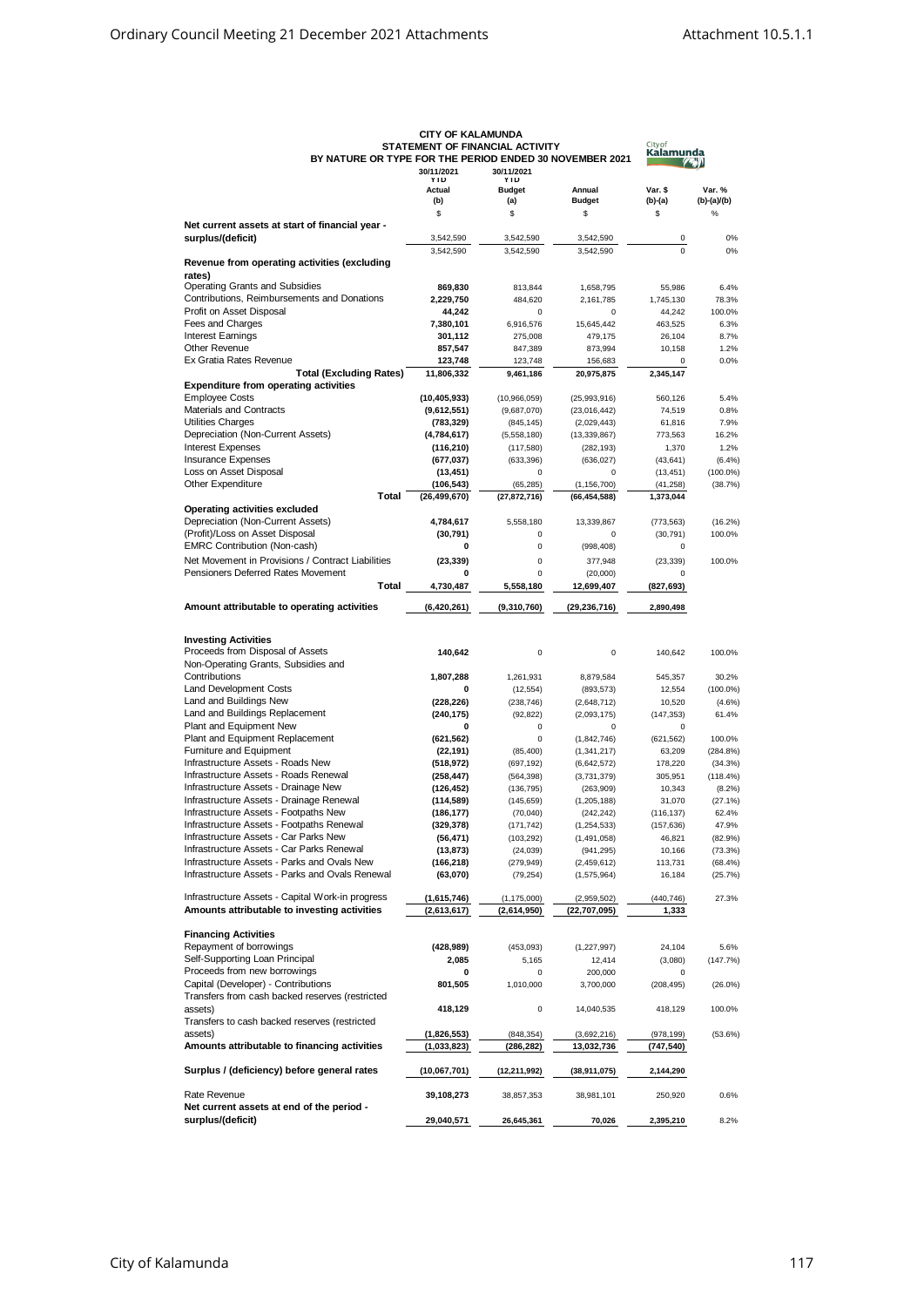# CITY OF KALAMUNDA

## STATEMENT OF FINANCIAL ACTIVITY

### BY NATURE OR TYPE FOR THE PERIOD ENDED 30 NOVEMBER 2021

| | 30/11/2021 YTD Actual (b) | 30/11/2021 YTD Budget (a) | Annual Budget | Var. $ (b)-(a) | Var. % (b)-(a)/(b) |
|---|---|---|---|---|---|
| | $ | $ | $ | $ | % |
| **Net current assets at start of financial year - surplus/(deficit)** | 3,542,590 | 3,542,590 | 3,542,590 | 0 | 0% |
| | 3,542,590 | 3,542,590 | 3,542,590 | 0 | 0% |
| **Revenue from operating activities (excluding rates)** | | | | | |
| Operating Grants and Subsidies | **869,830** | 813,844 | 1,658,795 | 55,986 | 6.4% |
| Contributions, Reimbursements and Donations | **2,229,750** | 484,620 | 2,161,785 | 1,745,130 | 78.3% |
| Profit on Asset Disposal | **44,242** | 0 | 0 | 44,242 | 100.0% |
| Fees and Charges | **7,380,101** | 6,916,576 | 15,645,442 | 463,525 | 6.3% |
| Interest Earnings | **301,112** | 275,008 | 479,175 | 26,104 | 8.7% |
| Other Revenue | **857,547** | 847,389 | 873,994 | 10,158 | 1.2% |
| Ex Gratia Rates Revenue | **123,748** | 123,748 | 156,683 | 0 | 0.0% |
| **Total (Excluding Rates)** | **11,806,332** | **9,461,186** | **20,975,875** | **2,345,147** | |
| **Expenditure from operating activities** | | | | | |
| Employee Costs | **(10,405,933)** | (10,966,059) | (25,993,916) | 560,126 | 5.4% |
| Materials and Contracts | **(9,612,551)** | (9,687,070) | (23,016,442) | 74,519 | 0.8% |
| Utilities Charges | **(783,329)** | (845,145) | (2,029,443) | 61,816 | 7.9% |
| Depreciation (Non-Current Assets) | **(4,784,617)** | (5,558,180) | (13,339,867) | 773,563 | 16.2% |
| Interest Expenses | **(116,210)** | (117,580) | (282,193) | 1,370 | 1.2% |
| Insurance Expenses | **(677,037)** | (633,396) | (636,027) | (43,641) | (6.4%) |
| Loss on Asset Disposal | **(13,451)** | 0 | 0 | (13,451) | (100.0%) |
| Other Expenditure | **(106,543)** | (65,285) | (1,156,700) | (41,258) | (38.7%) |
| **Total** | **(26,499,670)** | **(27,872,716)** | **(66,454,588)** | **1,373,044** | |
| **Operating activities excluded** | | | | | |
| Depreciation (Non-Current Assets) | **4,784,617** | 5,558,180 | 13,339,867 | (773,563) | (16.2%) |
| (Profit)/Loss on Asset Disposal | **(30,791)** | 0 | 0 | (30,791) | 100.0% |
| EMRC Contribution (Non-cash) | **0** | 0 | (998,408) | 0 | |
| Net Movement in Provisions / Contract Liabilities | **(23,339)** | 0 | 377,948 | (23,339) | 100.0% |
| Pensioners Deferred Rates Movement | **0** | 0 | (20,000) | 0 | |
| **Total** | **4,730,487** | **5,558,180** | **12,699,407** | **(827,693)** | |
| **Amount attributable to operating activities** | **(6,420,261)** | **(9,310,760)** | **(29,236,716)** | **2,890,498** | |
| **Investing Activities** | | | | | |
| Proceeds from Disposal of Assets | **140,642** | 0 | 0 | 140,642 | 100.0% |
| Non-Operating Grants, Subsidies and Contributions | **1,807,288** | 1,261,931 | 8,879,584 | 545,357 | 30.2% |
| Land Development Costs | **0** | (12,554) | (893,573) | 12,554 | (100.0%) |
| Land and Buildings New | **(228,226)** | (238,746) | (2,648,712) | 10,520 | (4.6%) |
| Land and Buildings Replacement | **(240,175)** | (92,822) | (2,093,175) | (147,353) | 61.4% |
| Plant and Equipment New | **0** | 0 | 0 | 0 | |
| Plant and Equipment Replacement | **(621,562)** | 0 | (1,842,746) | (621,562) | 100.0% |
| Furniture and Equipment | **(22,191)** | (85,400) | (1,341,217) | 63,209 | (284.8%) |
| Infrastructure Assets - Roads New | **(518,972)** | (697,192) | (6,642,572) | 178,220 | (34.3%) |
| Infrastructure Assets - Roads Renewal | **(258,447)** | (564,398) | (3,731,379) | 305,951 | (118.4%) |
| Infrastructure Assets - Drainage New | **(126,452)** | (136,795) | (263,909) | 10,343 | (8.2%) |
| Infrastructure Assets - Drainage Renewal | **(114,589)** | (145,659) | (1,205,188) | 31,070 | (27.1%) |
| Infrastructure Assets - Footpaths New | **(186,177)** | (70,040) | (242,242) | (116,137) | 62.4% |
| Infrastructure Assets - Footpaths Renewal | **(329,378)** | (171,742) | (1,254,533) | (157,636) | 47.9% |
| Infrastructure Assets - Car Parks New | **(56,471)** | (103,292) | (1,491,058) | 46,821 | (82.9%) |
| Infrastructure Assets - Car Parks Renewal | **(13,873)** | (24,039) | (941,295) | 10,166 | (73.3%) |
| Infrastructure Assets - Parks and Ovals New | **(166,218)** | (279,949) | (2,459,612) | 113,731 | (68.4%) |
| Infrastructure Assets - Parks and Ovals Renewal | **(63,070)** | (79,254) | (1,575,964) | 16,184 | (25.7%) |
| Infrastructure Assets - Capital Work-in progress | **(1,615,746)** | (1,175,000) | (2,959,502) | (440,746) | 27.3% |
| **Amounts attributable to investing activities** | **(2,613,617)** | **(2,614,950)** | **(22,707,095)** | **1,333** | |
| **Financing Activities** | | | | | |
| Repayment of borrowings | **(428,989)** | (453,093) | (1,227,997) | 24,104 | 5.6% |
| Self-Supporting Loan Principal | **2,085** | 5,165 | 12,414 | (3,080) | (147.7%) |
| Proceeds from new borrowings | **0** | 0 | 200,000 | 0 | |
| Capital (Developer) - Contributions | **801,505** | 1,010,000 | 3,700,000 | (208,495) | (26.0%) |
| Transfers from cash backed reserves (restricted assets) | **418,129** | 0 | 14,040,535 | 418,129 | 100.0% |
| Transfers to cash backed reserves (restricted assets) | **(1,826,553)** | (848,354) | (3,692,216) | (978,199) | (53.6%) |
| **Amounts attributable to financing activities** | **(1,033,823)** | **(286,282)** | **13,032,736** | **(747,540)** | |
| **Surplus / (deficiency) before general rates** | **(10,067,701)** | **(12,211,992)** | **(38,911,075)** | **2,144,290** | |
| Rate Revenue | **39,108,273** | 38,857,353 | 38,981,101 | 250,920 | 0.6% |
| **Net current assets at end of the period - surplus/(deficit)** | **29,040,571** | **26,645,361** | **70,026** | **2,395,210** | 8.2% |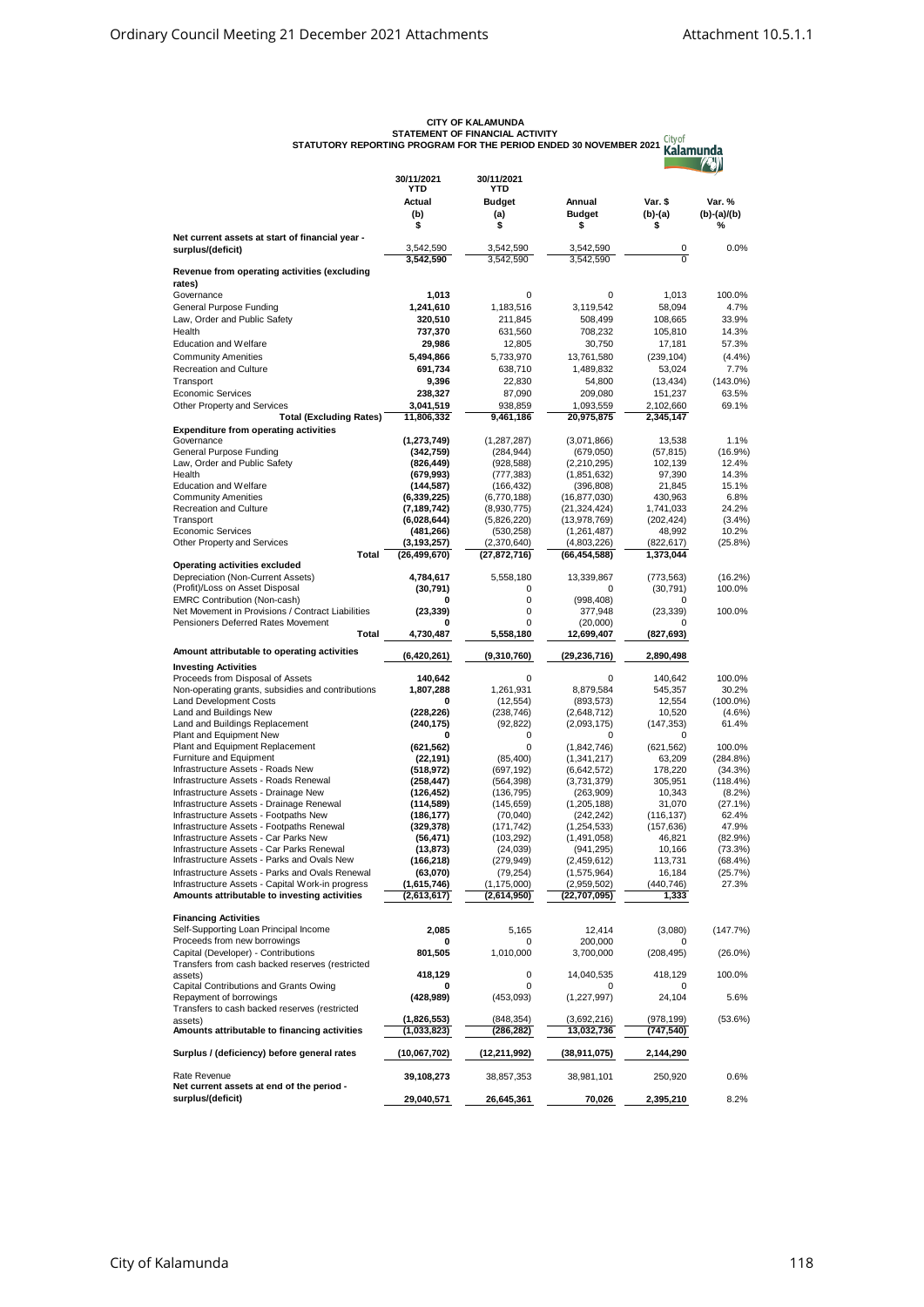**CITY OF KALAMUNDA**
**STATEMENT OF FINANCIAL ACTIVITY**
**STATUTORY REPORTING PROGRAM FOR THE PERIOD ENDED 30 NOVEMBER 2021**

| | 30/11/2021 YTD Actual (b) $ | 30/11/2021 YTD Budget (a) $ | Annual Budget $ | Var. $ (b)-(a) $ | Var. % (b)-(a)/(b) % |
|---|---|---|---|---|---|
| **Net current assets at start of financial year - surplus/(deficit)** | 3,542,590 | 3,542,590 | 3,542,590 | 0 | 0.0% |
| | **3,542,590** | 3,542,590 | 3,542,590 | 0 | |
| **Revenue from operating activities (excluding rates)** | | | | | |
| Governance | **1,013** | 0 | 0 | 1,013 | 100.0% |
| General Purpose Funding | **1,241,610** | 1,183,516 | 3,119,542 | 58,094 | 4.7% |
| Law, Order and Public Safety | **320,510** | 211,845 | 508,499 | 108,665 | 33.9% |
| Health | **737,370** | 631,560 | 708,232 | 105,810 | 14.3% |
| Education and Welfare | **29,986** | 12,805 | 30,750 | 17,181 | 57.3% |
| Community Amenities | **5,494,866** | 5,733,970 | 13,761,580 | (239,104) | (4.4%) |
| Recreation and Culture | **691,734** | 638,710 | 1,489,832 | 53,024 | 7.7% |
| Transport | **9,396** | 22,830 | 54,800 | (13,434) | (143.0%) |
| Economic Services | **238,327** | 87,090 | 209,080 | 151,237 | 63.5% |
| Other Property and Services | **3,041,519** | 938,859 | 1,093,559 | 2,102,660 | 69.1% |
| **Total (Excluding Rates)** | **11,806,332** | **9,461,186** | **20,975,875** | **2,345,147** | |
| **Expenditure from operating activities** | | | | | |
| Governance | **(1,273,749)** | (1,287,287) | (3,071,866) | 13,538 | 1.1% |
| General Purpose Funding | **(342,759)** | (284,944) | (679,050) | (57,815) | (16.9%) |
| Law, Order and Public Safety | **(826,449)** | (928,588) | (2,210,295) | 102,139 | 12.4% |
| Health | **(679,993)** | (777,383) | (1,851,632) | 97,390 | 14.3% |
| Education and Welfare | **(144,587)** | (166,432) | (396,808) | 21,845 | 15.1% |
| Community Amenities | **(6,339,225)** | (6,770,188) | (16,877,030) | 430,963 | 6.8% |
| Recreation and Culture | **(7,189,742)** | (8,930,775) | (21,324,424) | 1,741,033 | 24.2% |
| Transport | **(6,028,644)** | (5,826,220) | (13,978,769) | (202,424) | (3.4%) |
| Economic Services | **(481,266)** | (530,258) | (1,261,487) | 48,992 | 10.2% |
| Other Property and Services | **(3,193,257)** | (2,370,640) | (4,803,226) | (822,617) | (25.8%) |
| **Total** | **(26,499,670)** | **(27,872,716)** | **(66,454,588)** | **1,373,044** | |
| **Operating activities excluded** | | | | | |
| Depreciation (Non-Current Assets) | **4,784,617** | 5,558,180 | 13,339,867 | (773,563) | (16.2%) |
| (Profit)/Loss on Asset Disposal | **(30,791)** | 0 | 0 | (30,791) | 100.0% |
| EMRC Contribution (Non-cash) | **0** | 0 | (998,408) | 0 | |
| Net Movement in Provisions / Contract Liabilities | **(23,339)** | 0 | 377,948 | (23,339) | 100.0% |
| Pensioners Deferred Rates Movement | **0** | 0 | (20,000) | 0 | |
| **Total** | **4,730,487** | **5,558,180** | **12,699,407** | **(827,693)** | |
| **Amount attributable to operating activities** | **(6,420,261)** | **(9,310,760)** | **(29,236,716)** | **2,890,498** | |
| **Investing Activities** | | | | | |
| Proceeds from Disposal of Assets | **140,642** | 0 | 0 | 140,642 | 100.0% |
| Non-operating grants, subsidies and contributions | **1,807,288** | 1,261,931 | 8,879,584 | 545,357 | 30.2% |
| Land Development Costs | **0** | (12,554) | (893,573) | 12,554 | (100.0%) |
| Land and Buildings New | **(228,226)** | (238,746) | (2,648,712) | 10,520 | (4.6%) |
| Land and Buildings Replacement | **(240,175)** | (92,822) | (2,093,175) | (147,353) | 61.4% |
| Plant and Equipment New | **0** | 0 | 0 | 0 | |
| Plant and Equipment Replacement | **(621,562)** | 0 | (1,842,746) | (621,562) | 100.0% |
| Furniture and Equipment | **(22,191)** | (85,400) | (1,341,217) | 63,209 | (284.8%) |
| Infrastructure Assets - Roads New | **(518,972)** | (697,192) | (6,642,572) | 178,220 | (34.3%) |
| Infrastructure Assets - Roads Renewal | **(258,447)** | (564,398) | (3,731,379) | 305,951 | (118.4%) |
| Infrastructure Assets - Drainage New | **(126,452)** | (136,795) | (263,909) | 10,343 | (8.2%) |
| Infrastructure Assets - Drainage Renewal | **(114,589)** | (145,659) | (1,205,188) | 31,070 | (27.1%) |
| Infrastructure Assets - Footpaths New | **(186,177)** | (70,040) | (242,242) | (116,137) | 62.4% |
| Infrastructure Assets - Footpaths Renewal | **(329,378)** | (171,742) | (1,254,533) | (157,636) | 47.9% |
| Infrastructure Assets - Car Parks New | **(56,471)** | (103,292) | (1,491,058) | 46,821 | (82.9%) |
| Infrastructure Assets - Car Parks Renewal | **(13,873)** | (24,039) | (941,295) | 10,166 | (73.3%) |
| Infrastructure Assets - Parks and Ovals New | **(166,218)** | (279,949) | (2,459,612) | 113,731 | (68.4%) |
| Infrastructure Assets - Parks and Ovals Renewal | **(63,070)** | (79,254) | (1,575,964) | 16,184 | (25.7%) |
| Infrastructure Assets - Capital Work-in progress | **(1,615,746)** | (1,175,000) | (2,959,502) | (440,746) | 27.3% |
| **Amounts attributable to investing activities** | **(2,613,617)** | **(2,614,950)** | **(22,707,095)** | **1,333** | |
| **Financing Activities** | | | | | |
| Self-Supporting Loan Principal Income | **2,085** | 5,165 | 12,414 | (3,080) | (147.7%) |
| Proceeds from new borrowings | **0** | 0 | 200,000 | 0 | |
| Capital (Developer) - Contributions | **801,505** | 1,010,000 | 3,700,000 | (208,495) | (26.0%) |
| Transfers from cash backed reserves (restricted assets) | **418,129** | 0 | 14,040,535 | 418,129 | 100.0% |
| Capital Contributions and Grants Owing | **0** | 0 | 0 | 0 | |
| Repayment of borrowings | **(428,989)** | (453,093) | (1,227,997) | 24,104 | 5.6% |
| Transfers to cash backed reserves (restricted assets) | **(1,826,553)** | (848,354) | (3,692,216) | (978,199) | (53.6%) |
| **Amounts attributable to financing activities** | **(1,033,823)** | **(286,282)** | **13,032,736** | **(747,540)** | |
| **Surplus / (deficiency) before general rates** | **(10,067,702)** | **(12,211,992)** | **(38,911,075)** | **2,144,290** | |
| Rate Revenue | **39,108,273** | 38,857,353 | 38,981,101 | 250,920 | 0.6% |
| **Net current assets at end of the period - surplus/(deficit)** | **29,040,571** | **26,645,361** | **70,026** | **2,395,210** | **8.2%** |